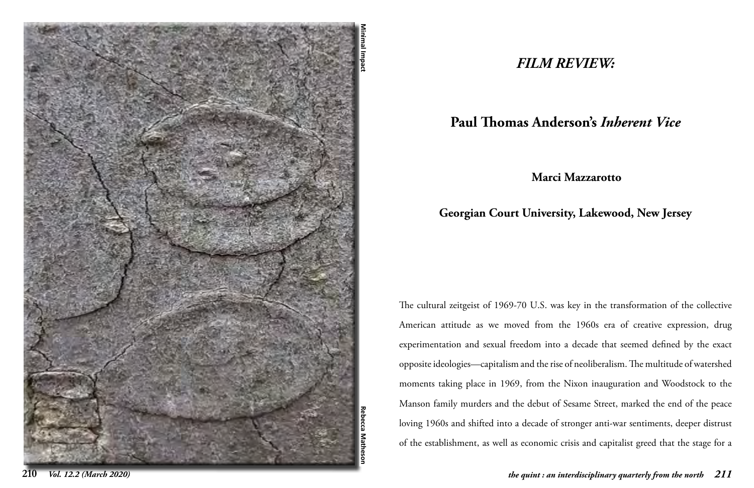## *FILM REVIEW:*

## Paul Thomas Anderson's *Inherent Vice*

**Marci Mazzarotto**

**Georgian Court University, Lakewood, New Jersey**

The cultural zeitgeist of 1969-70 U.S. was key in the transformation of the collective American attitude as we moved from the 1960s era of creative expression, drug experimentation and sexual freedom into a decade that seemed defined by the exact opposite ideologies—capitalism and the rise of neoliberalism. The multitude of watershed moments taking place in 1969, from the Nixon inauguration and Woodstock to the Manson family murders and the debut of Sesame Street, marked the end of the peace loving 1960s and shifted into a decade of stronger anti-war sentiments, deeper distrust of the establishment, as well as economic crisis and capitalist greed that the stage for a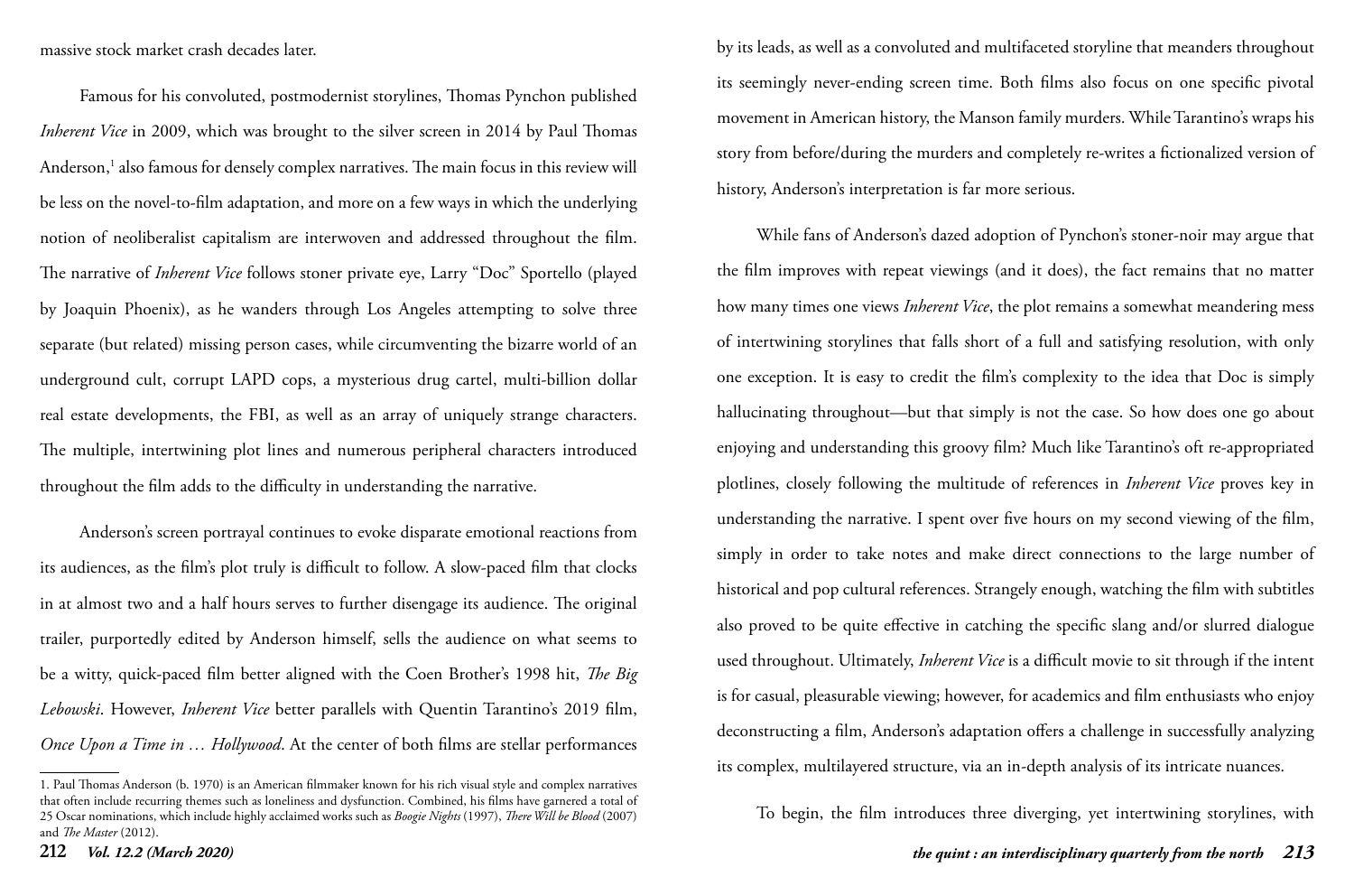massive stock market crash decades later.

Famous for his convoluted, postmodernist storylines, Thomas Pynchon published *Inherent Vice* in 2009, which was brought to the silver screen in 2014 by Paul Thomas Anderson,[1] also famous for densely complex narratives. The main focus in this review will be less on the novel-to-film adaptation, and more on a few ways in which the underlying notion of neoliberalist capitalism are interwoven and addressed throughout the film. The narrative of *Inherent Vice* follows stoner private eye, Larry "Doc" Sportello (played by Joaquin Phoenix), as he wanders through Los Angeles attempting to solve three separate (but related) missing person cases, while circumventing the bizarre world of an underground cult, corrupt LAPD cops, a mysterious drug cartel, multi-billion dollar real estate developments, the FBI, as well as an array of uniquely strange characters. The multiple, intertwining plot lines and numerous peripheral characters introduced throughout the film adds to the difficulty in understanding the narrative.

Anderson's screen portrayal continues to evoke disparate emotional reactions from its audiences, as the film's plot truly is difficult to follow. A slow-paced film that clocks in at almost two and a half hours serves to further disengage its audience. The original trailer, purportedly edited by Anderson himself, sells the audience on what seems to be a witty, quick-paced film better aligned with the Coen Brother's 1998 hit, *The Big Lebowski*. However, *Inherent Vice* better parallels with Quentin Tarantino's 2019 film, *Once Upon a Time in … Hollywood*. At the center of both films are stellar performances by its leads, as well as a convoluted and multifaceted storyline that meanders throughout its seemingly never-ending screen time. Both films also focus on one specific pivotal movement in American history, the Manson family murders. While Tarantino's wraps his story from before/during the murders and completely re-writes a fictionalized version of history, Anderson's interpretation is far more serious.

While fans of Anderson's dazed adoption of Pynchon's stoner-noir may argue that the film improves with repeat viewings (and it does), the fact remains that no matter how many times one views *Inherent Vice*, the plot remains a somewhat meandering mess of intertwining storylines that falls short of a full and satisfying resolution, with only one exception. It is easy to credit the film's complexity to the idea that Doc is simply hallucinating throughout—but that simply is not the case. So how does one go about enjoying and understanding this groovy film? Much like Tarantino's oft re-appropriated plotlines, closely following the multitude of references in *Inherent Vice* proves key in understanding the narrative. I spent over five hours on my second viewing of the film, simply in order to take notes and make direct connections to the large number of historical and pop cultural references. Strangely enough, watching the film with subtitles also proved to be quite effective in catching the specific slang and/or slurred dialogue used throughout. Ultimately, *Inherent Vice* is a difficult movie to sit through if the intent is for casual, pleasurable viewing; however, for academics and film enthusiasts who enjoy deconstructing a film, Anderson's adaptation offers a challenge in successfully analyzing its complex, multilayered structure, via an in-depth analysis of its intricate nuances.

To begin, the film introduces three diverging, yet intertwining storylines, with

1. Paul Thomas Anderson (b. 1970) is an American filmmaker known for his rich visual style and complex narratives that often include recurring themes such as loneliness and dysfunction. Combined, his films have garnered a total of 25 Oscar nominations, which include highly acclaimed works such as *Boogie Nights* (1997), *There Will be Blood* (2007) and *The Master* (2012).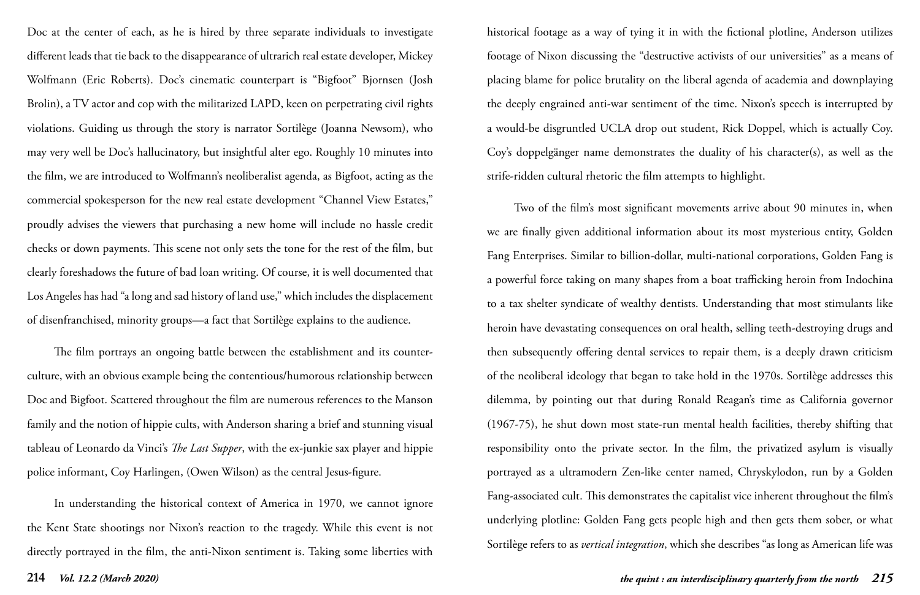Doc at the center of each, as he is hired by three separate individuals to investigate different leads that tie back to the disappearance of ultrarich real estate developer, Mickey Wolfmann (Eric Roberts). Doc's cinematic counterpart is "Bigfoot" Bjornsen (Josh Brolin), a TV actor and cop with the militarized LAPD, keen on perpetrating civil rights violations. Guiding us through the story is narrator Sortilège (Joanna Newsom), who may very well be Doc's hallucinatory, but insightful alter ego. Roughly 10 minutes into the film, we are introduced to Wolfmann's neoliberalist agenda, as Bigfoot, acting as the commercial spokesperson for the new real estate development "Channel View Estates," proudly advises the viewers that purchasing a new home will include no hassle credit checks or down payments. This scene not only sets the tone for the rest of the film, but clearly foreshadows the future of bad loan writing. Of course, it is well documented that Los Angeles has had "a long and sad history of land use," which includes the displacement of disenfranchised, minority groups—a fact that Sortilège explains to the audience.

The film portrays an ongoing battle between the establishment and its counter-culture, with an obvious example being the contentious/humorous relationship between Doc and Bigfoot. Scattered throughout the film are numerous references to the Manson family and the notion of hippie cults, with Anderson sharing a brief and stunning visual tableau of Leonardo da Vinci's *The Last Supper*, with the ex-junkie sax player and hippie police informant, Coy Harlingen, (Owen Wilson) as the central Jesus-figure.

In understanding the historical context of America in 1970, we cannot ignore the Kent State shootings nor Nixon's reaction to the tragedy. While this event is not directly portrayed in the film, the anti-Nixon sentiment is. Taking some liberties with historical footage as a way of tying it in with the fictional plotline, Anderson utilizes footage of Nixon discussing the "destructive activists of our universities" as a means of placing blame for police brutality on the liberal agenda of academia and downplaying the deeply engrained anti-war sentiment of the time. Nixon's speech is interrupted by a would-be disgruntled UCLA drop out student, Rick Doppel, which is actually Coy. Coy's doppelgänger name demonstrates the duality of his character(s), as well as the strife-ridden cultural rhetoric the film attempts to highlight.

Two of the film's most significant movements arrive about 90 minutes in, when we are finally given additional information about its most mysterious entity, Golden Fang Enterprises. Similar to billion-dollar, multi-national corporations, Golden Fang is a powerful force taking on many shapes from a boat trafficking heroin from Indochina to a tax shelter syndicate of wealthy dentists. Understanding that most stimulants like heroin have devastating consequences on oral health, selling teeth-destroying drugs and then subsequently offering dental services to repair them, is a deeply drawn criticism of the neoliberal ideology that began to take hold in the 1970s. Sortilège addresses this dilemma, by pointing out that during Ronald Reagan's time as California governor (1967-75), he shut down most state-run mental health facilities, thereby shifting that responsibility onto the private sector. In the film, the privatized asylum is visually portrayed as a ultramodern Zen-like center named, Chryskylodon, run by a Golden Fang-associated cult. This demonstrates the capitalist vice inherent throughout the film's underlying plotline: Golden Fang gets people high and then gets them sober, or what Sortilège refers to as *vertical integration*, which she describes "as long as American life was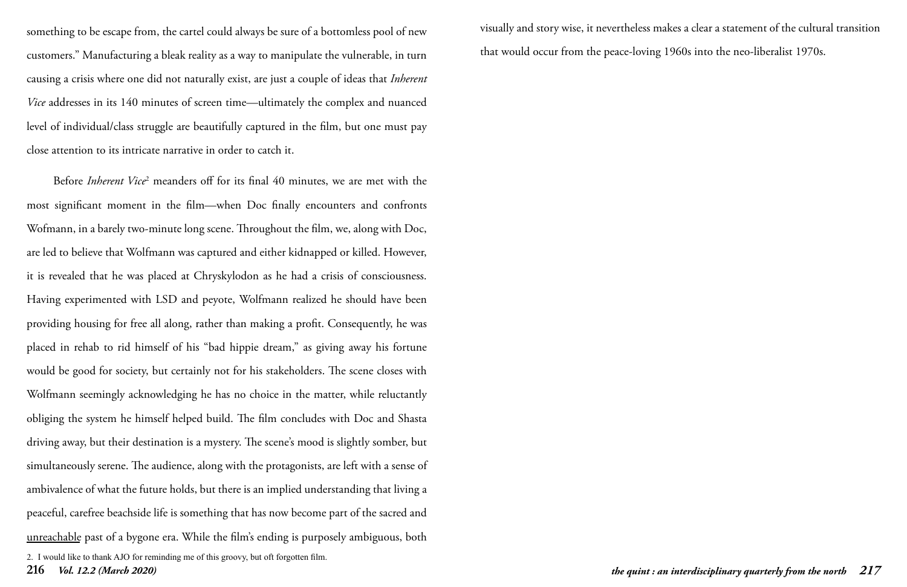something to be escape from, the cartel could always be sure of a bottomless pool of new customers." Manufacturing a bleak reality as a way to manipulate the vulnerable, in turn causing a crisis where one did not naturally exist, are just a couple of ideas that *Inherent Vice* addresses in its 140 minutes of screen time—ultimately the complex and nuanced level of individual/class struggle are beautifully captured in the film, but one must pay close attention to its intricate narrative in order to catch it.

Before *Inherent Vice*[2] meanders off for its final 40 minutes, we are met with the most significant moment in the film—when Doc finally encounters and confronts Wofmann, in a barely two-minute long scene. Throughout the film, we, along with Doc, are led to believe that Wolfmann was captured and either kidnapped or killed. However, it is revealed that he was placed at Chryskylodon as he had a crisis of consciousness. Having experimented with LSD and peyote, Wolfmann realized he should have been providing housing for free all along, rather than making a profit. Consequently, he was placed in rehab to rid himself of his "bad hippie dream," as giving away his fortune would be good for society, but certainly not for his stakeholders. The scene closes with Wolfmann seemingly acknowledging he has no choice in the matter, while reluctantly obliging the system he himself helped build. The film concludes with Doc and Shasta driving away, but their destination is a mystery. The scene's mood is slightly somber, but simultaneously serene. The audience, along with the protagonists, are left with a sense of ambivalence of what the future holds, but there is an implied understanding that living a peaceful, carefree beachside life is something that has now become part of the sacred and <u>unreachable</u> past of a bygone era. While the film's ending is purposely ambiguous, both visually and story wise, it nevertheless makes a clear a statement of the cultural transition that would occur from the peace-loving 1960s into the neo-liberalist 1970s.

2. I would like to thank AJO for reminding me of this groovy, but oft forgotten film.